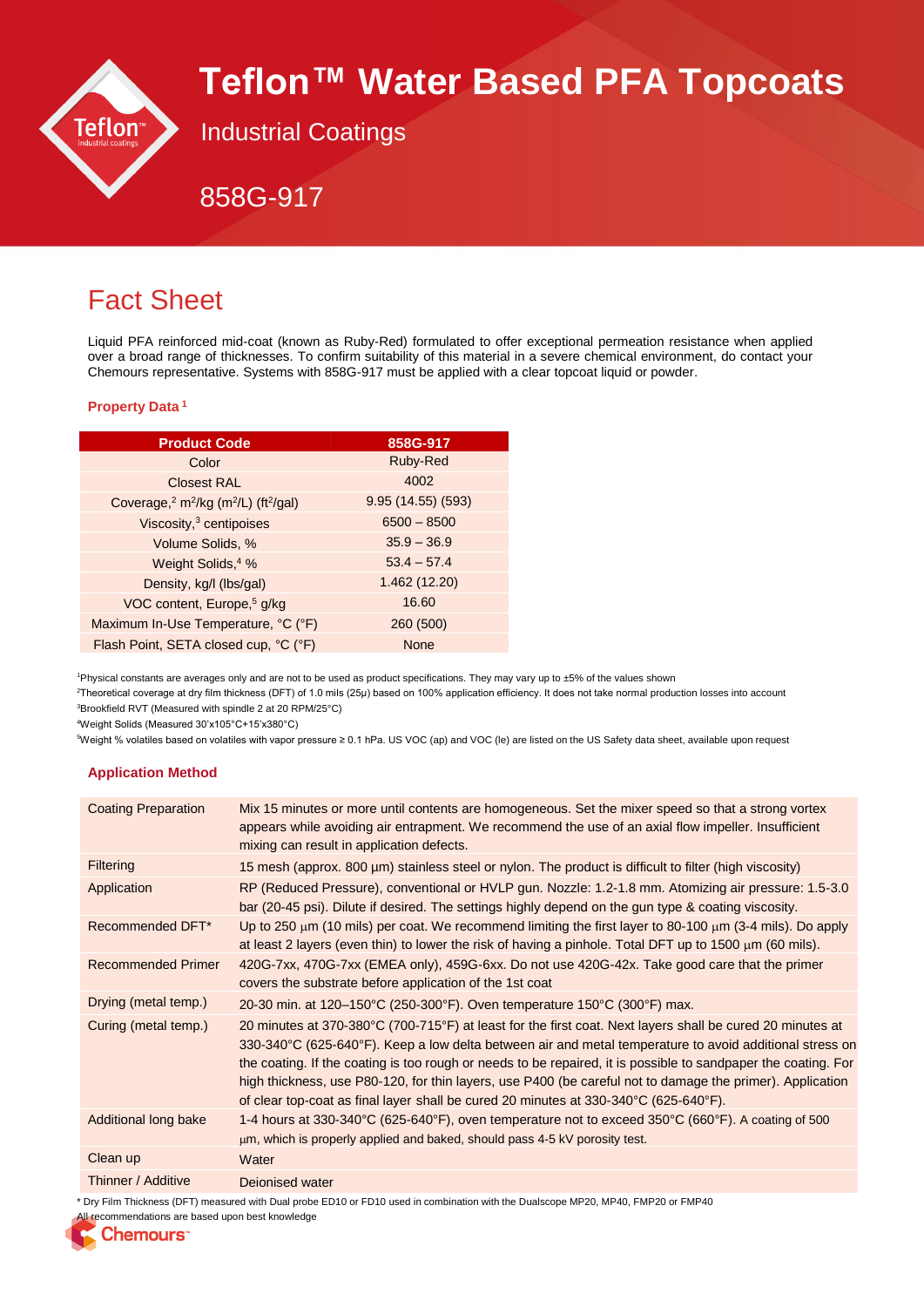# Teflon™ Water Based PFA Topcoats

Industrial Coatings

858G-917

## Fact Sheet

Liquid PFA reinforced mid-coat (known as Ruby-Red) formulated to offer exceptional permeation resistance when applied over a broad range of thicknesses. To confirm suitability of this material in a severe chemical environment, do contact your Chemours representative. Systems with 858G-917 must be applied with a clear topcoat liquid or powder.

### Property Data [1]

| Product Code | 858G-917 |
|---|---|
| Color | Ruby-Red |
| Closest RAL | 4002 |
| Coverage,[2] $m^2/kg$ ($m^2/L$) ($ft^2/gal$) | 9.95 (14.55) (593) |
| Viscosity,[3] centipoises | 6500 – 8500 |
| Volume Solids, % | 35.9 – 36.9 |
| Weight Solids,[4] % | 53.4 – 57.4 |
| Density, kg/l (lbs/gal) | 1.462 (12.20) |
| VOC content, Europe,[5] g/kg | 16.60 |
| Maximum In-Use Temperature, °C (°F) | 260 (500) |
| Flash Point, SETA closed cup, °C (°F) | None |

[1]Physical constants are averages only and are not to be used as product specifications. They may vary up to ±5% of the values shown

[2]Theoretical coverage at dry film thickness (DFT) of 1.0 mils (25µ) based on 100% application efficiency. It does not take normal production losses into account

[3]Brookfield RVT (Measured with spindle 2 at 20 RPM/25°C)

[4]Weight Solids (Measured 30'x105°C+15'x380°C)

[5]Weight % volatiles based on volatiles with vapor pressure ≥ 0.1 hPa. US VOC (ap) and VOC (le) are listed on the US Safety data sheet, available upon request

### Application Method

| | |
|---|---|
| Coating Preparation | Mix 15 minutes or more until contents are homogeneous. Set the mixer speed so that a strong vortex appears while avoiding air entrapment. We recommend the use of an axial flow impeller. Insufficient mixing can result in application defects. |
| Filtering | 15 mesh (approx. 800 µm) stainless steel or nylon. The product is difficult to filter (high viscosity) |
| Application | RP (Reduced Pressure), conventional or HVLP gun. Nozzle: 1.2-1.8 mm. Atomizing air pressure: 1.5-3.0 bar (20-45 psi). Dilute if desired. The settings highly depend on the gun type & coating viscosity. |
| Recommended DFT* | Up to 250 µm (10 mils) per coat. We recommend limiting the first layer to 80-100 µm (3-4 mils). Do apply at least 2 layers (even thin) to lower the risk of having a pinhole. Total DFT up to 1500 µm (60 mils). |
| Recommended Primer | 420G-7xx, 470G-7xx (EMEA only), 459G-6xx. Do not use 420G-42x. Take good care that the primer covers the substrate before application of the 1st coat |
| Drying (metal temp.) | 20-30 min. at 120–150°C (250-300°F). Oven temperature 150°C (300°F) max. |
| Curing (metal temp.) | 20 minutes at 370-380°C (700-715°F) at least for the first coat. Next layers shall be cured 20 minutes at 330-340°C (625-640°F). Keep a low delta between air and metal temperature to avoid additional stress on the coating. If the coating is too rough or needs to be repaired, it is possible to sandpaper the coating. For high thickness, use P80-120, for thin layers, use P400 (be careful not to damage the primer). Application of clear top-coat as final layer shall be cured 20 minutes at 330-340°C (625-640°F). |
| Additional long bake | 1-4 hours at 330-340°C (625-640°F), oven temperature not to exceed 350°C (660°F). A coating of 500 µm, which is properly applied and baked, should pass 4-5 kV porosity test. |
| Clean up | Water |
| Thinner / Additive | Deionised water |

* Dry Film Thickness (DFT) measured with Dual probe ED10 or FD10 used in combination with the Dualscope MP20, MP40, FMP20 or FMP40

All recommendations are based upon best knowledge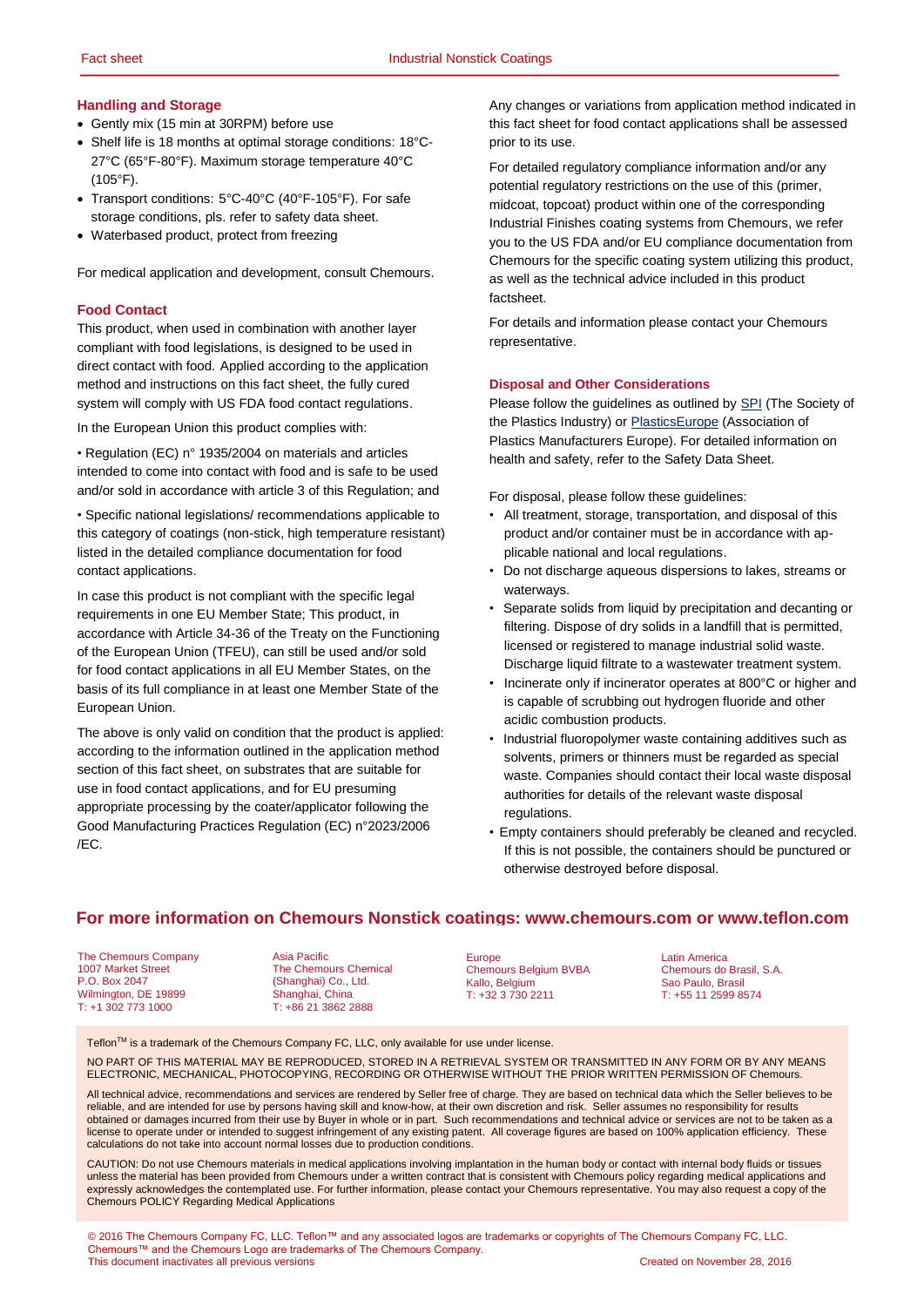## Handling and Storage

- Gently mix (15 min at 30RPM) before use
- Shelf life is 18 months at optimal storage conditions: 18°C-27°C (65°F-80°F). Maximum storage temperature 40°C (105°F).
- Transport conditions: 5°C-40°C (40°F-105°F). For safe storage conditions, pls. refer to safety data sheet.
- Waterbased product, protect from freezing

For medical application and development, consult Chemours.

## Food Contact

This product, when used in combination with another layer compliant with food legislations, is designed to be used in direct contact with food. Applied according to the application method and instructions on this fact sheet, the fully cured system will comply with US FDA food contact regulations.

In the European Union this product complies with:

• Regulation (EC) n° 1935/2004 on materials and articles intended to come into contact with food and is safe to be used and/or sold in accordance with article 3 of this Regulation; and

• Specific national legislations/ recommendations applicable to this category of coatings (non-stick, high temperature resistant) listed in the detailed compliance documentation for food contact applications.

In case this product is not compliant with the specific legal requirements in one EU Member State; This product, in accordance with Article 34-36 of the Treaty on the Functioning of the European Union (TFEU), can still be used and/or sold for food contact applications in all EU Member States, on the basis of its full compliance in at least one Member State of the European Union.

The above is only valid on condition that the product is applied: according to the information outlined in the application method section of this fact sheet, on substrates that are suitable for use in food contact applications, and for EU presuming appropriate processing by the coater/applicator following the Good Manufacturing Practices Regulation (EC) n°2023/2006 /EC.

Any changes or variations from application method indicated in this fact sheet for food contact applications shall be assessed prior to its use.

For detailed regulatory compliance information and/or any potential regulatory restrictions on the use of this (primer, midcoat, topcoat) product within one of the corresponding Industrial Finishes coating systems from Chemours, we refer you to the US FDA and/or EU compliance documentation from Chemours for the specific coating system utilizing this product, as well as the technical advice included in this product factsheet.

For details and information please contact your Chemours representative.

## Disposal and Other Considerations

Please follow the guidelines as outlined by SPI (The Society of the Plastics Industry) or PlasticsEurope (Association of Plastics Manufacturers Europe). For detailed information on health and safety, refer to the Safety Data Sheet.

For disposal, please follow these guidelines:

- All treatment, storage, transportation, and disposal of this product and/or container must be in accordance with applicable national and local regulations.
- Do not discharge aqueous dispersions to lakes, streams or waterways.
- Separate solids from liquid by precipitation and decanting or filtering. Dispose of dry solids in a landfill that is permitted, licensed or registered to manage industrial solid waste. Discharge liquid filtrate to a wastewater treatment system.
- Incinerate only if incinerator operates at 800°C or higher and is capable of scrubbing out hydrogen fluoride and other acidic combustion products.
- Industrial fluoropolymer waste containing additives such as solvents, primers or thinners must be regarded as special waste. Companies should contact their local waste disposal authorities for details of the relevant waste disposal regulations.
- Empty containers should preferably be cleaned and recycled. If this is not possible, the containers should be punctured or otherwise destroyed before disposal.

## For more information on Chemours Nonstick coatings: www.chemours.com or www.teflon.com

The Chemours Company
1007 Market Street
P.O. Box 2047
Wilmington, DE 19899
T: +1 302 773 1000

Asia Pacific
The Chemours Chemical (Shanghai) Co., Ltd.
Shanghai, China
T: +86 21 3862 2888

Europe
Chemours Belgium BVBA
Kallo, Belgium
T: +32 3 730 2211

Latin America
Chemours do Brasil, S.A.
Sao Paulo, Brasil
T: +55 11 2599 8574

Teflon™ is a trademark of the Chemours Company FC, LLC, only available for use under license.

NO PART OF THIS MATERIAL MAY BE REPRODUCED, STORED IN A RETRIEVAL SYSTEM OR TRANSMITTED IN ANY FORM OR BY ANY MEANS ELECTRONIC, MECHANICAL, PHOTOCOPYING, RECORDING OR OTHERWISE WITHOUT THE PRIOR WRITTEN PERMISSION OF Chemours.

All technical advice, recommendations and services are rendered by Seller free of charge. They are based on technical data which the Seller believes to be reliable, and are intended for use by persons having skill and know-how, at their own discretion and risk. Seller assumes no responsibility for results obtained or damages incurred from their use by Buyer in whole or in part. Such recommendations and technical advice or services are not to be taken as a license to operate under or intended to suggest infringement of any existing patent. All coverage figures are based on 100% application efficiency. These calculations do not take into account normal losses due to production conditions.

CAUTION: Do not use Chemours materials in medical applications involving implantation in the human body or contact with internal body fluids or tissues unless the material has been provided from Chemours under a written contract that is consistent with Chemours policy regarding medical applications and expressly acknowledges the contemplated use. For further information, please contact your Chemours representative. You may also request a copy of the Chemours POLICY Regarding Medical Applications

© 2016 The Chemours Company FC, LLC. Teflon™ and any associated logos are trademarks or copyrights of The Chemours Company FC, LLC. Chemours™ and the Chemours Logo are trademarks of The Chemours Company.
This document inactivates all previous versions

Created on November 28, 2016